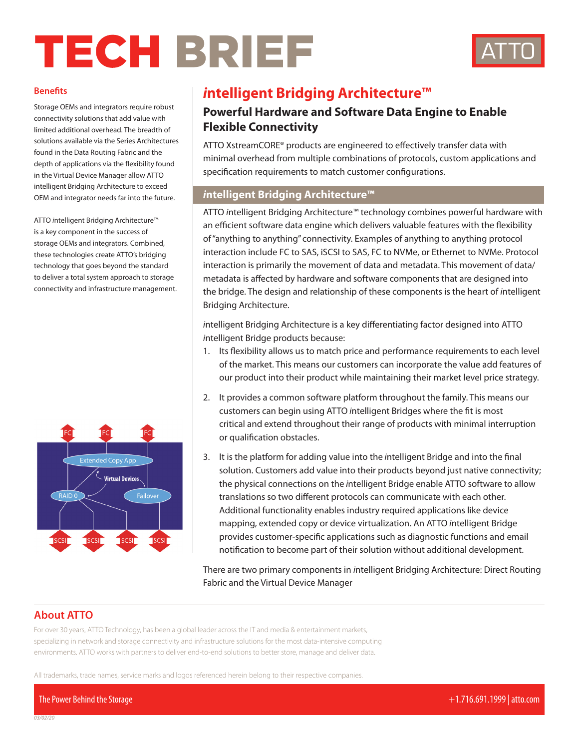# TECH BRIEF

## *i*ntelligent Bridging Architecture™

### Powerful Hardware and Software Data Engine to Enable Flexible Connectivity

ATTO XstreamCORE® products are engineered to effectively transfer data with minimal overhead from multiple combinations of protocols, custom applications and specification requirements to match customer configurations.

### *i*ntelligent Bridging Architecture™

ATTO *i*ntelligent Bridging Architecture™ technology combines powerful hardware with an efficient software data engine which delivers valuable features with the flexibility of "anything to anything" connectivity. Examples of anything to anything protocol interaction include FC to SAS, iSCSI to SAS, FC to NVMe, or Ethernet to NVMe. Protocol interaction is primarily the movement of data and metadata. This movement of data/metadata is affected by hardware and software components that are designed into the bridge. The design and relationship of these components is the heart of *i*ntelligent Bridging Architecture.

*i*ntelligent Bridging Architecture is a key differentiating factor designed into ATTO *i*ntelligent Bridge products because:

1. Its flexibility allows us to match price and performance requirements to each level of the market. This means our customers can incorporate the value add features of our product into their product while maintaining their market level price strategy.
2. It provides a common software platform throughout the family. This means our customers can begin using ATTO *i*ntelligent Bridges where the fit is most critical and extend throughout their range of products with minimal interruption or qualification obstacles.
3. It is the platform for adding value into the *i*ntelligent Bridge and into the final solution. Customers add value into their products beyond just native connectivity; the physical connections on the *i*ntelligent Bridge enable ATTO software to allow translations so two different protocols can communicate with each other. Additional functionality enables industry required applications like device mapping, extended copy or device virtualization. An ATTO *i*ntelligent Bridge provides customer-specific applications such as diagnostic functions and email notification to become part of their solution without additional development.

There are two primary components in *i*ntelligent Bridging Architecture: Direct Routing Fabric and the Virtual Device Manager

### Benefits

Storage OEMs and integrators require robust connectivity solutions that add value with limited additional overhead. The breadth of solutions available via the Series Architectures found in the Data Routing Fabric and the depth of applications via the flexibility found in the Virtual Device Manager allow ATTO intelligent Bridging Architecture to exceed OEM and integrator needs far into the future.

ATTO *i*ntelligent Bridging Architecture™ is a key component in the success of storage OEMs and integrators. Combined, these technologies create ATTO's bridging technology that goes beyond the standard to deliver a total system approach to storage connectivity and infrastructure management.

FC FC FC

Extended Copy App

Virtual Devices

RAID 0 Failover

SCSI SCSI SCSI SCSI

## About ATTO

For over 30 years, ATTO Technology, has been a global leader across the IT and media & entertainment markets, specializing in network and storage connectivity and infrastructure solutions for the most data-intensive computing environments. ATTO works with partners to deliver end-to-end solutions to better store, manage and deliver data.

All trademarks, trade names, service marks and logos referenced herein belong to their respective companies.

The Power Behind the Storage +1.716.691.1999 | atto.com

03/02/20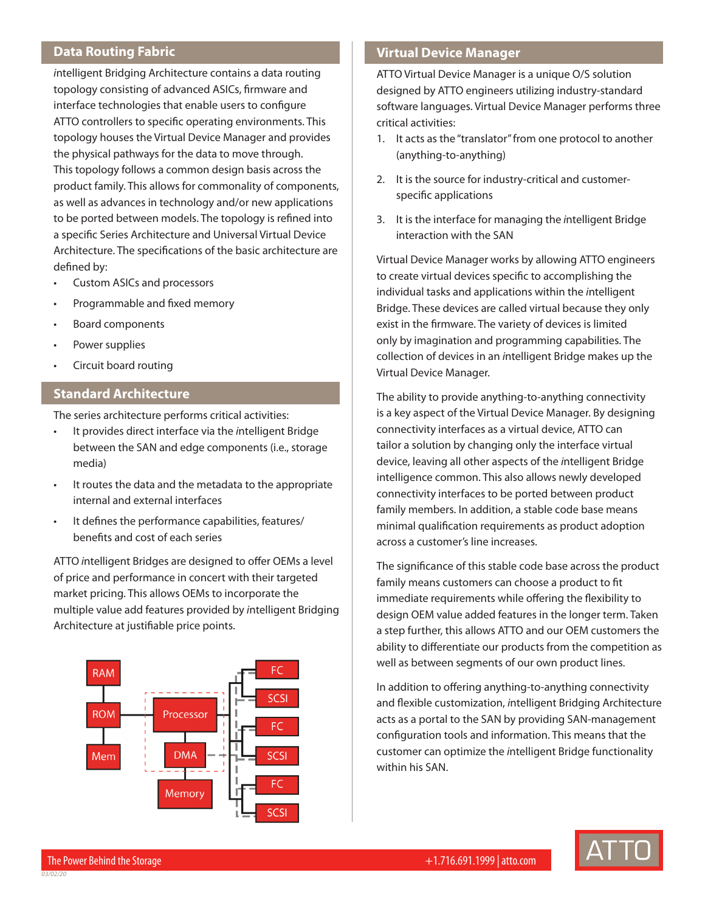## Data Routing Fabric

*i*ntelligent Bridging Architecture contains a data routing topology consisting of advanced ASICs, firmware and interface technologies that enable users to configure ATTO controllers to specific operating environments. This topology houses the Virtual Device Manager and provides the physical pathways for the data to move through. This topology follows a common design basis across the product family. This allows for commonality of components, as well as advances in technology and/or new applications to be ported between models. The topology is refined into a specific Series Architecture and Universal Virtual Device Architecture. The specifications of the basic architecture are defined by:

- Custom ASICs and processors
- Programmable and fixed memory
- Board components
- Power supplies
- Circuit board routing

## Standard Architecture

The series architecture performs critical activities:

- It provides direct interface via the *i*ntelligent Bridge between the SAN and edge components (i.e., storage media)
- It routes the data and the metadata to the appropriate internal and external interfaces
- It defines the performance capabilities, features/ benefits and cost of each series

ATTO *i*ntelligent Bridges are designed to offer OEMs a level of price and performance in concert with their targeted market pricing. This allows OEMs to incorporate the multiple value add features provided by *i*ntelligent Bridging Architecture at justifiable price points.

RAM
ROM
Mem
Processor
DMA
Memory
FC
SCSI
FC
SCSI
FC
SCSI

## Virtual Device Manager

ATTO Virtual Device Manager is a unique O/S solution designed by ATTO engineers utilizing industry-standard software languages. Virtual Device Manager performs three critical activities:

1. It acts as the "translator" from one protocol to another (anything-to-anything)
2. It is the source for industry-critical and customer-specific applications
3. It is the interface for managing the *i*ntelligent Bridge interaction with the SAN

Virtual Device Manager works by allowing ATTO engineers to create virtual devices specific to accomplishing the individual tasks and applications within the *i*ntelligent Bridge. These devices are called virtual because they only exist in the firmware. The variety of devices is limited only by imagination and programming capabilities. The collection of devices in an *i*ntelligent Bridge makes up the Virtual Device Manager.

The ability to provide anything-to-anything connectivity is a key aspect of the Virtual Device Manager. By designing connectivity interfaces as a virtual device, ATTO can tailor a solution by changing only the interface virtual device, leaving all other aspects of the *i*ntelligent Bridge intelligence common. This also allows newly developed connectivity interfaces to be ported between product family members. In addition, a stable code base means minimal qualification requirements as product adoption across a customer's line increases.

The significance of this stable code base across the product family means customers can choose a product to fit immediate requirements while offering the flexibility to design OEM value added features in the longer term. Taken a step further, this allows ATTO and our OEM customers the ability to differentiate our products from the competition as well as between segments of our own product lines.

In addition to offering anything-to-anything connectivity and flexible customization, *i*ntelligent Bridging Architecture acts as a portal to the SAN by providing SAN-management configuration tools and information. This means that the customer can optimize the *i*ntelligent Bridge functionality within his SAN.

The Power Behind the Storage

+1.716.691.1999 | atto.com

ATTO

03/02/20